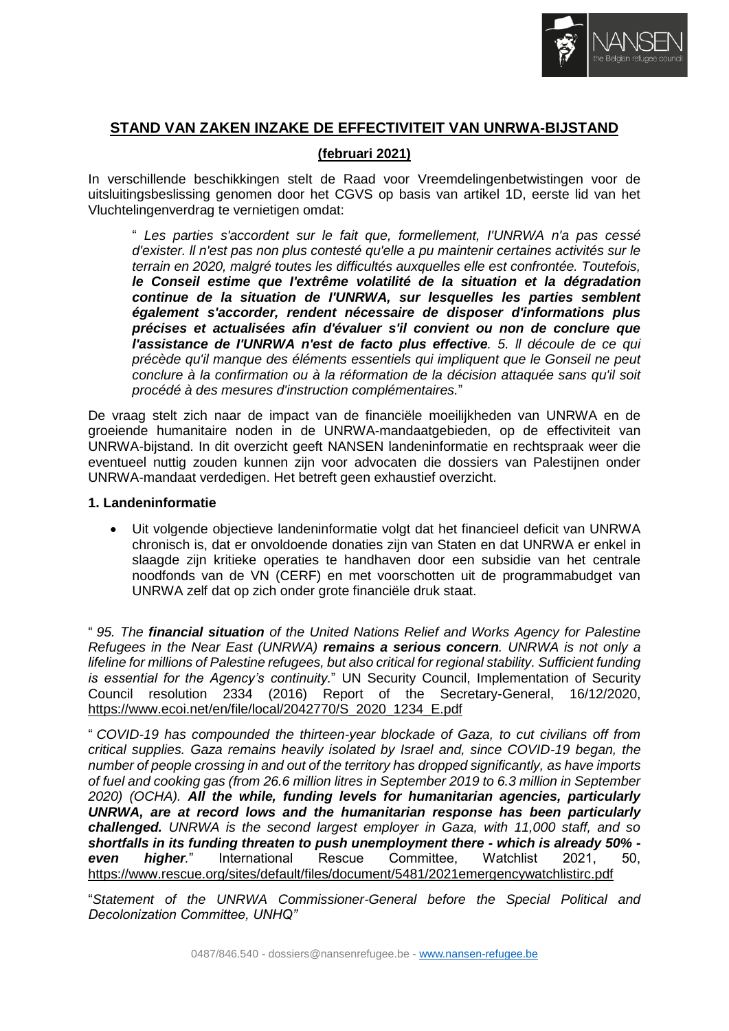## STAND VAN ZAKEN INZAKE DE EFFECTIVITEIT VAN UNRWA-BIJSTAND

### (februari 2021)

In verschillende beschikkingen stelt de Raad voor Vreemdelingenbetwistingen voor de uitsluitingsbeslissing genomen door het CGVS op basis van artikel 1D, eerste lid van het Vluchtelingenverdrag te vernietigen omdat:

> " *Les parties s'accordent sur le fait que, formellement, I'UNRWA n'a pas cessé d'exister. ll n'est pas non plus contesté qu'elle a pu maintenir certaines activités sur le terrain en 2020, malgré toutes les difficultés auxquelles elle est confrontée. Toutefois,* ***le Conseil estime que l'extrême volatilité de la situation et la dégradation continue de la situation de l'UNRWA, sur lesquelles les parties semblent également s'accorder, rendent nécessaire de disposer d'informations plus précises et actualisées afin d'évaluer s'il convient ou non de conclure que l'assistance de l'UNRWA n'est de facto plus effective****. 5. ll découle de ce qui précède qu'il manque des éléments essentiels qui impliquent que le Gonseil ne peut conclure à la confirmation ou à la réformation de la décision attaquée sans qu'il soit procédé à des mesures d'instruction complémentaires.*"

De vraag stelt zich naar de impact van de financiële moeilijkheden van UNRWA en de groeiende humanitaire noden in de UNRWA-mandaatgebieden, op de effectiviteit van UNRWA-bijstand. In dit overzicht geeft NANSEN landeninformatie en rechtspraak weer die eventueel nuttig zouden kunnen zijn voor advocaten die dossiers van Palestijnen onder UNRWA-mandaat verdedigen. Het betreft geen exhaustief overzicht.

**1. Landeninformatie**

- Uit volgende objectieve landeninformatie volgt dat het financieel deficit van UNRWA chronisch is, dat er onvoldoende donaties zijn van Staten en dat UNRWA er enkel in slaagde zijn kritieke operaties te handhaven door een subsidie van het centrale noodfonds van de VN (CERF) en met voorschotten uit de programmabudget van UNRWA zelf dat op zich onder grote financiële druk staat.

" *95. The* ***financial situation*** *of the United Nations Relief and Works Agency for Palestine Refugees in the Near East (UNRWA)* ***remains a serious concern****. UNRWA is not only a lifeline for millions of Palestine refugees, but also critical for regional stability. Sufficient funding is essential for the Agency's continuity.*" UN Security Council, Implementation of Security Council resolution 2334 (2016) Report of the Secretary-General, 16/12/2020, https://www.ecoi.net/en/file/local/2042770/S_2020_1234_E.pdf

" *COVID-19 has compounded the thirteen-year blockade of Gaza, to cut civilians off from critical supplies. Gaza remains heavily isolated by Israel and, since COVID-19 began, the number of people crossing in and out of the territory has dropped significantly, as have imports of fuel and cooking gas (from 26.6 million litres in September 2019 to 6.3 million in September 2020) (OCHA).* ***All the while, funding levels for humanitarian agencies, particularly UNRWA, are at record lows and the humanitarian response has been particularly challenged.*** *UNRWA is the second largest employer in Gaza, with 11,000 staff, and so* ***shortfalls in its funding threaten to push unemployment there - which is already 50% - even higher****.*" International Rescue Committee, Watchlist 2021, 50, https://www.rescue.org/sites/default/files/document/5481/2021emergencywatchlistirc.pdf

"*Statement of the UNRWA Commissioner-General before the Special Political and Decolonization Committee, UNHQ"*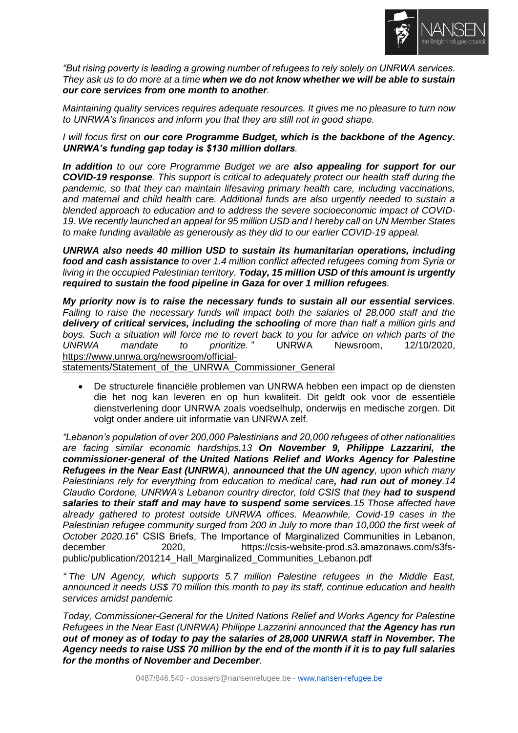*"But rising poverty is leading a growing number of refugees to rely solely on UNRWA services. They ask us to do more at a time* ***when we do not know whether we will be able to sustain our core services from one month to another****.*

*Maintaining quality services requires adequate resources. It gives me no pleasure to turn now to UNRWA's finances and inform you that they are still not in good shape.*

*I will focus first on* ***our core Programme Budget, which is the backbone of the Agency. UNRWA's funding gap today is $130 million dollars****.*

***In addition*** *to our core Programme Budget we are* ***also appealing for support for our COVID-19 response****. This support is critical to adequately protect our health staff during the pandemic, so that they can maintain lifesaving primary health care, including vaccinations, and maternal and child health care. Additional funds are also urgently needed to sustain a blended approach to education and to address the severe socioeconomic impact of COVID-19. We recently launched an appeal for 95 million USD and I hereby call on UN Member States to make funding available as generously as they did to our earlier COVID-19 appeal.*

***UNRWA also needs 40 million USD to sustain its humanitarian operations, including food and cash assistance*** *to over 1.4 million conflict affected refugees coming from Syria or living in the occupied Palestinian territory.* ***Today, 15 million USD of this amount is urgently required to sustain the food pipeline in Gaza for over 1 million refugees****.*

***My priority now is to raise the necessary funds to sustain all our essential services****. Failing to raise the necessary funds will impact both the salaries of 28,000 staff and the* ***delivery of critical services, including the schooling*** *of more than half a million girls and boys. Such a situation will force me to revert back to you for advice on which parts of the UNRWA mandate to prioritize."* UNRWA Newsroom, 12/10/2020, https://www.unrwa.org/newsroom/official-statements/Statement_of_the_UNRWA_Commissioner_General

- De structurele financiële problemen van UNRWA hebben een impact op de diensten die het nog kan leveren en op hun kwaliteit. Dit geldt ook voor de essentiële dienstverlening door UNRWA zoals voedselhulp, onderwijs en medische zorgen. Dit volgt onder andere uit informatie van UNRWA zelf.

*"Lebanon's population of over 200,000 Palestinians and 20,000 refugees of other nationalities are facing similar economic hardships.13* ***On November 9, Philippe Lazzarini, the commissioner-general of the United Nations Relief and Works Agency for Palestine Refugees in the Near East (UNRWA)****,* ***announced that the UN agency****, upon which many Palestinians rely for everything from education to medical care****, had run out of money****.14 Claudio Cordone, UNRWA's Lebanon country director, told CSIS that they* ***had to suspend salaries to their staff and may have to suspend some services****.15 Those affected have already gathered to protest outside UNRWA offices. Meanwhile, Covid-19 cases in the Palestinian refugee community surged from 200 in July to more than 10,000 the first week of October 2020.16*" CSIS Briefs, The Importance of Marginalized Communities in Lebanon, december 2020, https://csis-website-prod.s3.amazonaws.com/s3fs-public/publication/201214_Hall_Marginalized_Communities_Lebanon.pdf

*" The UN Agency, which supports 5.7 million Palestine refugees in the Middle East, announced it needs US$ 70 million this month to pay its staff, continue education and health services amidst pandemic*

*Today, Commissioner-General for the United Nations Relief and Works Agency for Palestine Refugees in the Near East (UNRWA) Philippe Lazzarini announced that* ***the Agency has run out of money as of today to pay the salaries of 28,000 UNRWA staff in November. The Agency needs to raise US$ 70 million by the end of the month if it is to pay full salaries for the months of November and December****.*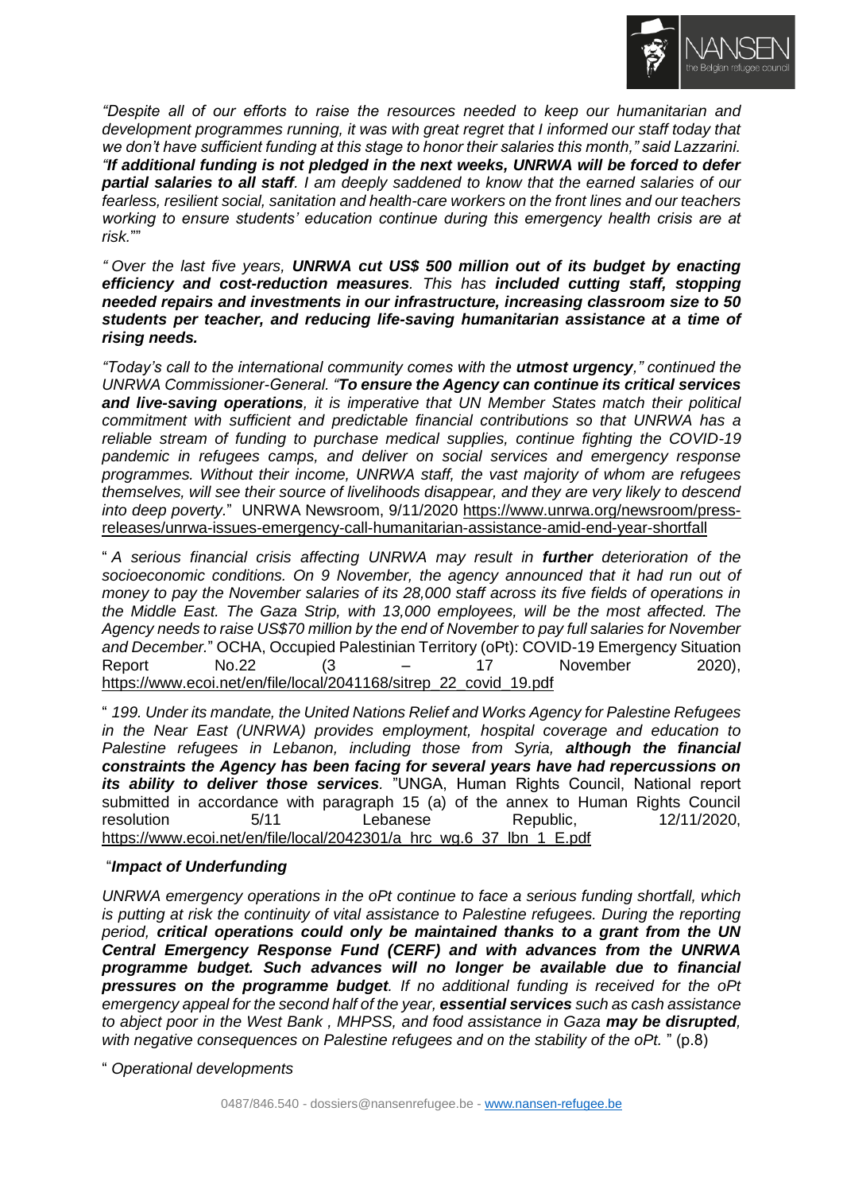*"Despite all of our efforts to raise the resources needed to keep our humanitarian and development programmes running, it was with great regret that I informed our staff today that we don't have sufficient funding at this stage to honor their salaries this month," said Lazzarini. "**If additional funding is not pledged in the next weeks, UNRWA will be forced to defer partial salaries to all staff**. I am deeply saddened to know that the earned salaries of our fearless, resilient social, sanitation and health-care workers on the front lines and our teachers working to ensure students' education continue during this emergency health crisis are at risk.""*

*" Over the last five years, **UNRWA cut US$ 500 million out of its budget by enacting efficiency and cost-reduction measures**. This has **included cutting staff, stopping needed repairs and investments in our infrastructure, increasing classroom size to 50 students per teacher, and reducing life-saving humanitarian assistance at a time of rising needs.***

*"Today's call to the international community comes with the **utmost urgency**," continued the UNRWA Commissioner-General. "**To ensure the Agency can continue its critical services and live-saving operations**, it is imperative that UN Member States match their political commitment with sufficient and predictable financial contributions so that UNRWA has a reliable stream of funding to purchase medical supplies, continue fighting the COVID-19 pandemic in refugees camps, and deliver on social services and emergency response programmes. Without their income, UNRWA staff, the vast majority of whom are refugees themselves, will see their source of livelihoods disappear, and they are very likely to descend into deep poverty.*" UNRWA Newsroom, 9/11/2020 https://www.unrwa.org/newsroom/press-releases/unrwa-issues-emergency-call-humanitarian-assistance-amid-end-year-shortfall

" *A serious financial crisis affecting UNRWA may result in **further** deterioration of the socioeconomic conditions. On 9 November, the agency announced that it had run out of money to pay the November salaries of its 28,000 staff across its five fields of operations in the Middle East. The Gaza Strip, with 13,000 employees, will be the most affected. The Agency needs to raise US$70 million by the end of November to pay full salaries for November and December.*" OCHA, Occupied Palestinian Territory (oPt): COVID-19 Emergency Situation Report No.22 (3 – 17 November 2020), https://www.ecoi.net/en/file/local/2041168/sitrep_22_covid_19.pdf

" *199. Under its mandate, the United Nations Relief and Works Agency for Palestine Refugees in the Near East (UNRWA) provides employment, hospital coverage and education to Palestine refugees in Lebanon, including those from Syria, **although the financial constraints the Agency has been facing for several years have had repercussions on its ability to deliver those services**.* "UNGA, Human Rights Council, National report submitted in accordance with paragraph 15 (a) of the annex to Human Rights Council resolution 5/11 Lebanese Republic, 12/11/2020, https://www.ecoi.net/en/file/local/2042301/a_hrc_wg.6_37_lbn_1_E.pdf

"***Impact of Underfunding***

*UNRWA emergency operations in the oPt continue to face a serious funding shortfall, which is putting at risk the continuity of vital assistance to Palestine refugees. During the reporting period, **critical operations could only be maintained thanks to a grant from the UN Central Emergency Response Fund (CERF) and with advances from the UNRWA programme budget. Such advances will no longer be available due to financial pressures on the programme budget**. If no additional funding is received for the oPt emergency appeal for the second half of the year, **essential services** such as cash assistance to abject poor in the West Bank , MHPSS, and food assistance in Gaza **may be disrupted**, with negative consequences on Palestine refugees and on the stability of the oPt.* " (p.8)

" *Operational developments*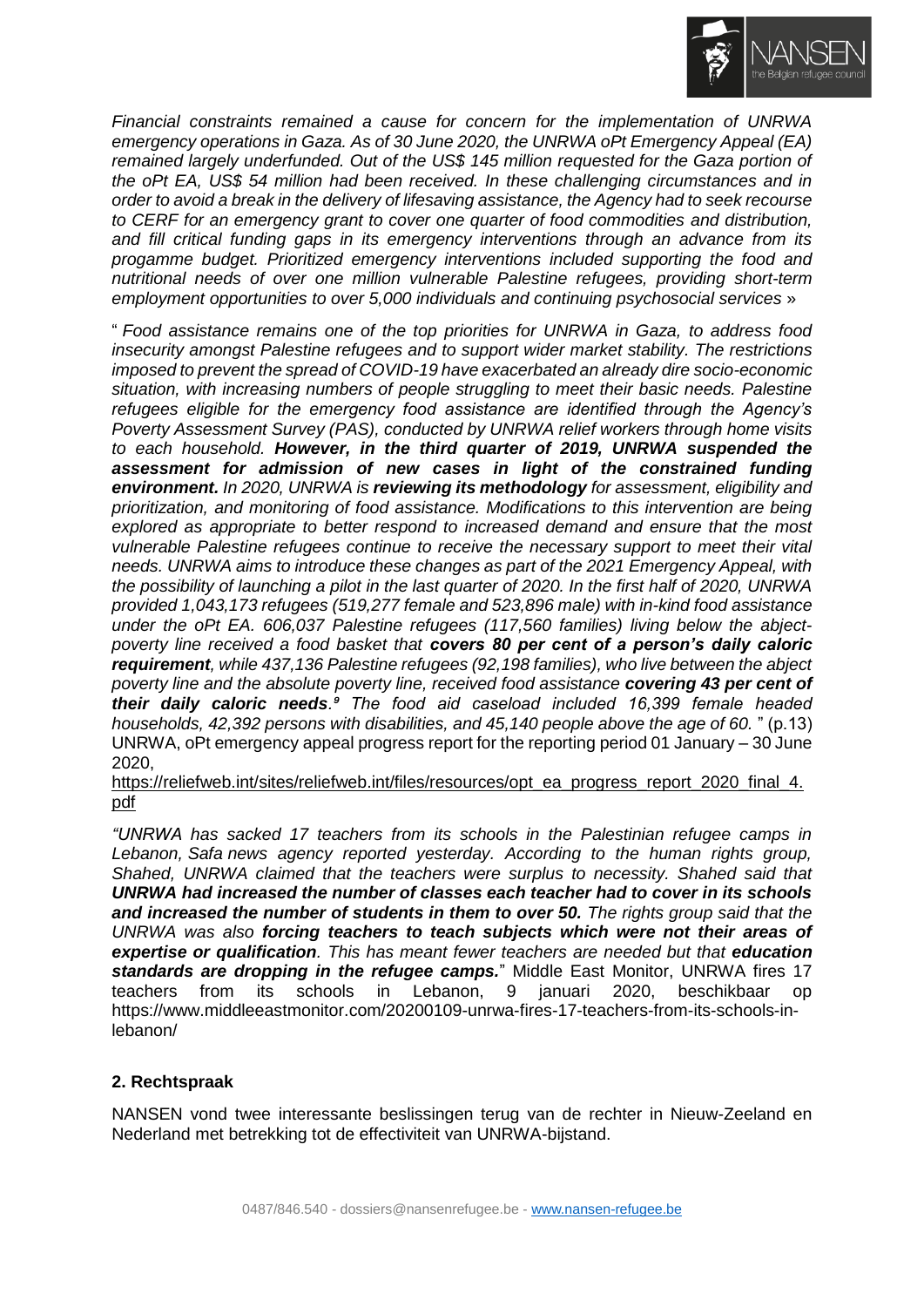*Financial constraints remained a cause for concern for the implementation of UNRWA emergency operations in Gaza. As of 30 June 2020, the UNRWA oPt Emergency Appeal (EA) remained largely underfunded. Out of the US$ 145 million requested for the Gaza portion of the oPt EA, US$ 54 million had been received. In these challenging circumstances and in order to avoid a break in the delivery of lifesaving assistance, the Agency had to seek recourse to CERF for an emergency grant to cover one quarter of food commodities and distribution, and fill critical funding gaps in its emergency interventions through an advance from its progamme budget. Prioritized emergency interventions included supporting the food and nutritional needs of over one million vulnerable Palestine refugees, providing short-term employment opportunities to over 5,000 individuals and continuing psychosocial services* »

" *Food assistance remains one of the top priorities for UNRWA in Gaza, to address food insecurity amongst Palestine refugees and to support wider market stability. The restrictions imposed to prevent the spread of COVID-19 have exacerbated an already dire socio-economic situation, with increasing numbers of people struggling to meet their basic needs. Palestine refugees eligible for the emergency food assistance are identified through the Agency's Poverty Assessment Survey (PAS), conducted by UNRWA relief workers through home visits to each household.* ***However, in the third quarter of 2019, UNRWA suspended the assessment for admission of new cases in light of the constrained funding environment.*** *In 2020, UNRWA is* ***reviewing its methodology*** *for assessment, eligibility and prioritization, and monitoring of food assistance. Modifications to this intervention are being explored as appropriate to better respond to increased demand and ensure that the most vulnerable Palestine refugees continue to receive the necessary support to meet their vital needs. UNRWA aims to introduce these changes as part of the 2021 Emergency Appeal, with the possibility of launching a pilot in the last quarter of 2020. In the first half of 2020, UNRWA provided 1,043,173 refugees (519,277 female and 523,896 male) with in-kind food assistance under the oPt EA. 606,037 Palestine refugees (117,560 families) living below the abject-poverty line received a food basket that* ***covers 80 per cent of a person's daily caloric requirement****, while 437,136 Palestine refugees (92,198 families), who live between the abject poverty line and the absolute poverty line, received food assistance* ***covering 43 per cent of their daily caloric needs****.[9] The food aid caseload included 16,399 female headed households, 42,392 persons with disabilities, and 45,140 people above the age of 60.* " (p.13) UNRWA, oPt emergency appeal progress report for the reporting period 01 January – 30 June 2020, https://reliefweb.int/sites/reliefweb.int/files/resources/opt_ea_progress_report_2020_final_4.pdf

*"UNRWA has sacked 17 teachers from its schools in the Palestinian refugee camps in Lebanon, Safa news agency reported yesterday. According to the human rights group, Shahed, UNRWA claimed that the teachers were surplus to necessity. Shahed said that* ***UNRWA had increased the number of classes each teacher had to cover in its schools and increased the number of students in them to over 50.*** *The rights group said that the UNRWA was also* ***forcing teachers to teach subjects which were not their areas of expertise or qualification****. This has meant fewer teachers are needed but that* ***education standards are dropping in the refugee camps.***" Middle East Monitor, UNRWA fires 17 teachers from its schools in Lebanon, 9 januari 2020, beschikbaar op https://www.middleeastmonitor.com/20200109-unrwa-fires-17-teachers-from-its-schools-in-lebanon/

## 2. Rechtspraak

NANSEN vond twee interessante beslissingen terug van de rechter in Nieuw-Zeeland en Nederland met betrekking tot de effectiviteit van UNRWA-bijstand.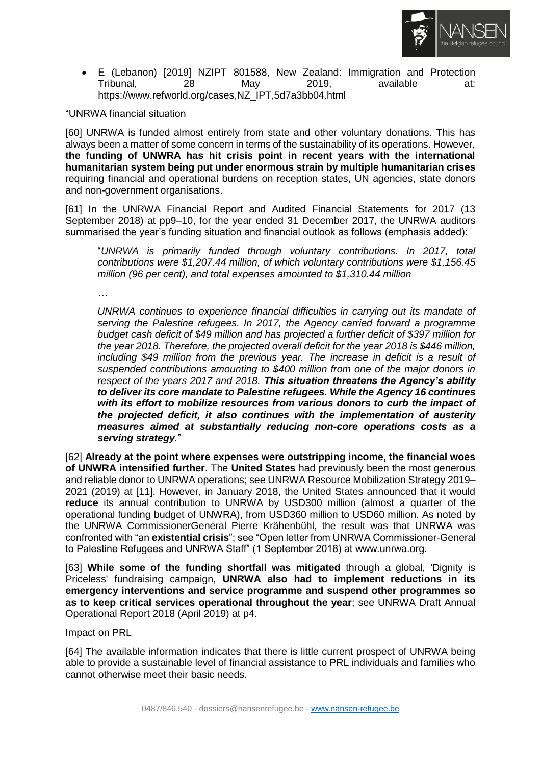- E (Lebanon) [2019] NZIPT 801588, New Zealand: Immigration and Protection Tribunal, 28 May 2019, available at: https://www.refworld.org/cases,NZ_IPT,5d7a3bb04.html

"UNRWA financial situation

[60] UNRWA is funded almost entirely from state and other voluntary donations. This has always been a matter of some concern in terms of the sustainability of its operations. However, **the funding of UNWRA has hit crisis point in recent years with the international humanitarian system being put under enormous strain by multiple humanitarian crises** requiring financial and operational burdens on reception states, UN agencies, state donors and non-government organisations.

[61] In the UNRWA Financial Report and Audited Financial Statements for 2017 (13 September 2018) at pp9–10, for the year ended 31 December 2017, the UNRWA auditors summarised the year's funding situation and financial outlook as follows (emphasis added):

> "*UNRWA is primarily funded through voluntary contributions. In 2017, total contributions were $1,207.44 million, of which voluntary contributions were $1,156.45 million (96 per cent), and total expenses amounted to $1,310.44 million*
>
> *…*
>
> *UNRWA continues to experience financial difficulties in carrying out its mandate of serving the Palestine refugees. In 2017, the Agency carried forward a programme budget cash deficit of $49 million and has projected a further deficit of $397 million for the year 2018. Therefore, the projected overall deficit for the year 2018 is $446 million, including $49 million from the previous year. The increase in deficit is a result of suspended contributions amounting to $400 million from one of the major donors in respect of the years 2017 and 2018.* ***This situation threatens the Agency's ability to deliver its core mandate to Palestine refugees. While the Agency 16 continues with its effort to mobilize resources from various donors to curb the impact of the projected deficit, it also continues with the implementation of austerity measures aimed at substantially reducing non-core operations costs as a serving strategy***."

[62] **Already at the point where expenses were outstripping income, the financial woes of UNWRA intensified further**. The **United States** had previously been the most generous and reliable donor to UNRWA operations; see UNRWA Resource Mobilization Strategy 2019–2021 (2019) at [11]. However, in January 2018, the United States announced that it would **reduce** its annual contribution to UNRWA by USD300 million (almost a quarter of the operational funding budget of UNWRA), from USD360 million to USD60 million. As noted by the UNRWA CommissionerGeneral Pierre Krähenbühl, the result was that UNRWA was confronted with "an **existential crisis**"; see "Open letter from UNRWA Commissioner-General to Palestine Refugees and UNRWA Staff" (1 September 2018) at www.unrwa.org.

[63] **While some of the funding shortfall was mitigated** through a global, 'Dignity is Priceless' fundraising campaign, **UNRWA also had to implement reductions in its emergency interventions and service programme and suspend other programmes so as to keep critical services operational throughout the year**; see UNRWA Draft Annual Operational Report 2018 (April 2019) at p4.

Impact on PRL

[64] The available information indicates that there is little current prospect of UNRWA being able to provide a sustainable level of financial assistance to PRL individuals and families who cannot otherwise meet their basic needs.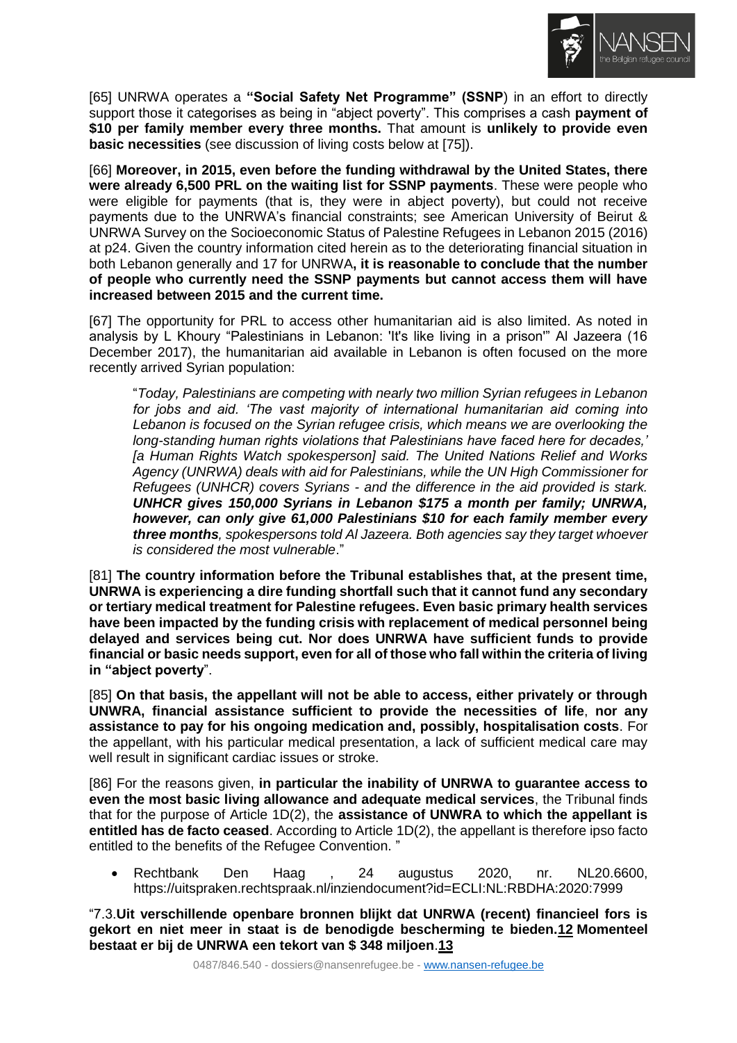[65] UNRWA operates a **"Social Safety Net Programme" (SSNP**) in an effort to directly support those it categorises as being in "abject poverty". This comprises a cash **payment of $10 per family member every three months.** That amount is **unlikely to provide even basic necessities** (see discussion of living costs below at [75]).

[66] **Moreover, in 2015, even before the funding withdrawal by the United States, there were already 6,500 PRL on the waiting list for SSNP payments**. These were people who were eligible for payments (that is, they were in abject poverty), but could not receive payments due to the UNRWA's financial constraints; see American University of Beirut & UNRWA Survey on the Socioeconomic Status of Palestine Refugees in Lebanon 2015 (2016) at p24. Given the country information cited herein as to the deteriorating financial situation in both Lebanon generally and 17 for UNRWA**, it is reasonable to conclude that the number of people who currently need the SSNP payments but cannot access them will have increased between 2015 and the current time.**

[67] The opportunity for PRL to access other humanitarian aid is also limited. As noted in analysis by L Khoury "Palestinians in Lebanon: 'It's like living in a prison'" Al Jazeera (16 December 2017), the humanitarian aid available in Lebanon is often focused on the more recently arrived Syrian population:

> "*Today, Palestinians are competing with nearly two million Syrian refugees in Lebanon for jobs and aid. 'The vast majority of international humanitarian aid coming into Lebanon is focused on the Syrian refugee crisis, which means we are overlooking the long-standing human rights violations that Palestinians have faced here for decades,' [a Human Rights Watch spokesperson] said. The United Nations Relief and Works Agency (UNRWA) deals with aid for Palestinians, while the UN High Commissioner for Refugees (UNHCR) covers Syrians - and the difference in the aid provided is stark.* ***UNHCR gives 150,000 Syrians in Lebanon $175 a month per family; UNRWA, however, can only give 61,000 Palestinians $10 for each family member every three months****, spokespersons told Al Jazeera. Both agencies say they target whoever is considered the most vulnerable*."

[81] **The country information before the Tribunal establishes that, at the present time, UNRWA is experiencing a dire funding shortfall such that it cannot fund any secondary or tertiary medical treatment for Palestine refugees. Even basic primary health services have been impacted by the funding crisis with replacement of medical personnel being delayed and services being cut. Nor does UNRWA have sufficient funds to provide financial or basic needs support, even for all of those who fall within the criteria of living in "abject poverty**".

[85] **On that basis, the appellant will not be able to access, either privately or through UNWRA, financial assistance sufficient to provide the necessities of life**, **nor any assistance to pay for his ongoing medication and, possibly, hospitalisation costs**. For the appellant, with his particular medical presentation, a lack of sufficient medical care may well result in significant cardiac issues or stroke.

[86] For the reasons given, **in particular the inability of UNRWA to guarantee access to even the most basic living allowance and adequate medical services**, the Tribunal finds that for the purpose of Article 1D(2), the **assistance of UNWRA to which the appellant is entitled has de facto ceased**. According to Article 1D(2), the appellant is therefore ipso facto entitled to the benefits of the Refugee Convention. "

- Rechtbank Den Haag , 24 augustus 2020, nr. NL20.6600, https://uitspraken.rechtspraak.nl/inziendocument?id=ECLI:NL:RBDHA:2020:7999

"7.3.**Uit verschillende openbare bronnen blijkt dat UNRWA (recent) financieel fors is gekort en niet meer in staat is de benodigde bescherming te bieden.12 Momenteel bestaat er bij de UNRWA een tekort van $ 348 miljoen**.**13**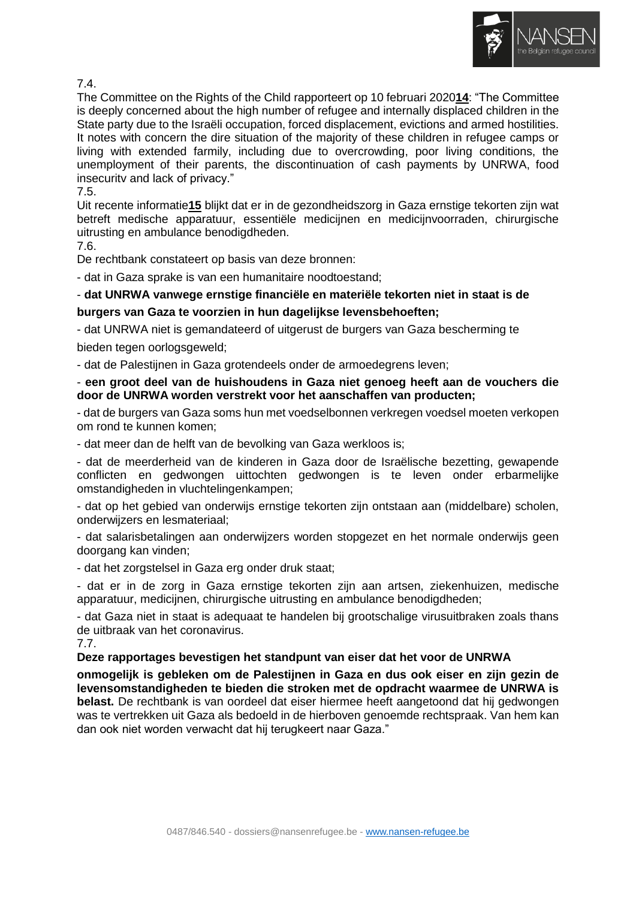7.4.

The Committee on the Rights of the Child rapporteert op 10 februari 2020[**14**]: "The Committee is deeply concerned about the high number of refugee and internally displaced children in the State party due to the Israëli occupation, forced displacement, evictions and armed hostilities. It notes with concern the dire situation of the majority of these children in refugee camps or living with extended farmily, including due to overcrowding, poor living conditions, the unemployment of their parents, the discontinuation of cash payments by UNRWA, food insecuritv and lack of privacy."

7.5.

Uit recente informatie[**15**] blijkt dat er in de gezondheidszorg in Gaza ernstige tekorten zijn wat betreft medische apparatuur, essentiële medicijnen en medicijnvoorraden, chirurgische uitrusting en ambulance benodigdheden.

7.6.

De rechtbank constateert op basis van deze bronnen:

- dat in Gaza sprake is van een humanitaire noodtoestand;
- **dat UNRWA vanwege ernstige financiële en materiële tekorten niet in staat is de burgers van Gaza te voorzien in hun dagelijkse levensbehoeften;**
- dat UNRWA niet is gemandateerd of uitgerust de burgers van Gaza bescherming te bieden tegen oorlogsgeweld;
- dat de Palestijnen in Gaza grotendeels onder de armoedegrens leven;
- **een groot deel van de huishoudens in Gaza niet genoeg heeft aan de vouchers die door de UNRWA worden verstrekt voor het aanschaffen van producten;**
- dat de burgers van Gaza soms hun met voedselbonnen verkregen voedsel moeten verkopen om rond te kunnen komen;
- dat meer dan de helft van de bevolking van Gaza werkloos is;
- dat de meerderheid van de kinderen in Gaza door de Israëlische bezetting, gewapende conflicten en gedwongen uittochten gedwongen is te leven onder erbarmelijke omstandigheden in vluchtelingenkampen;
- dat op het gebied van onderwijs ernstige tekorten zijn ontstaan aan (middelbare) scholen, onderwijzers en lesmateriaal;
- dat salarisbetalingen aan onderwijzers worden stopgezet en het normale onderwijs geen doorgang kan vinden;
- dat het zorgstelsel in Gaza erg onder druk staat;
- dat er in de zorg in Gaza ernstige tekorten zijn aan artsen, ziekenhuizen, medische apparatuur, medicijnen, chirurgische uitrusting en ambulance benodigdheden;
- dat Gaza niet in staat is adequaat te handelen bij grootschalige virusuitbraken zoals thans de uitbraak van het coronavirus.

7.7.

**Deze rapportages bevestigen het standpunt van eiser dat het voor de UNRWA onmogelijk is gebleken om de Palestijnen in Gaza en dus ook eiser en zijn gezin de levensomstandigheden te bieden die stroken met de opdracht waarmee de UNRWA is belast.** De rechtbank is van oordeel dat eiser hiermee heeft aangetoond dat hij gedwongen was te vertrekken uit Gaza als bedoeld in de hierboven genoemde rechtspraak. Van hem kan dan ook niet worden verwacht dat hij terugkeert naar Gaza."